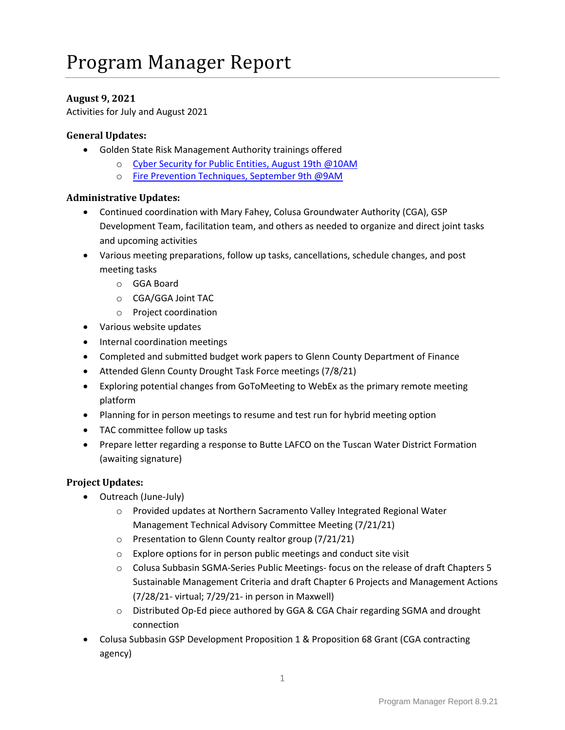# Program Manager Report

**August 9, 2021**

Activities for July and August 2021

### General Updates:

- Golden State Risk Management Authority trainings offered
  - Cyber Security for Public Entities, August 19th @10AM
  - Fire Prevention Techniques, September 9th @9AM

### Administrative Updates:

- Continued coordination with Mary Fahey, Colusa Groundwater Authority (CGA), GSP Development Team, facilitation team, and others as needed to organize and direct joint tasks and upcoming activities
- Various meeting preparations, follow up tasks, cancellations, schedule changes, and post meeting tasks
  - GGA Board
  - CGA/GGA Joint TAC
  - Project coordination
- Various website updates
- Internal coordination meetings
- Completed and submitted budget work papers to Glenn County Department of Finance
- Attended Glenn County Drought Task Force meetings (7/8/21)
- Exploring potential changes from GoToMeeting to WebEx as the primary remote meeting platform
- Planning for in person meetings to resume and test run for hybrid meeting option
- TAC committee follow up tasks
- Prepare letter regarding a response to Butte LAFCO on the Tuscan Water District Formation (awaiting signature)

### Project Updates:

- Outreach (June-July)
  - Provided updates at Northern Sacramento Valley Integrated Regional Water Management Technical Advisory Committee Meeting (7/21/21)
  - Presentation to Glenn County realtor group (7/21/21)
  - Explore options for in person public meetings and conduct site visit
  - Colusa Subbasin SGMA-Series Public Meetings- focus on the release of draft Chapters 5 Sustainable Management Criteria and draft Chapter 6 Projects and Management Actions (7/28/21- virtual; 7/29/21- in person in Maxwell)
  - Distributed Op-Ed piece authored by GGA & CGA Chair regarding SGMA and drought connection
- Colusa Subbasin GSP Development Proposition 1 & Proposition 68 Grant (CGA contracting agency)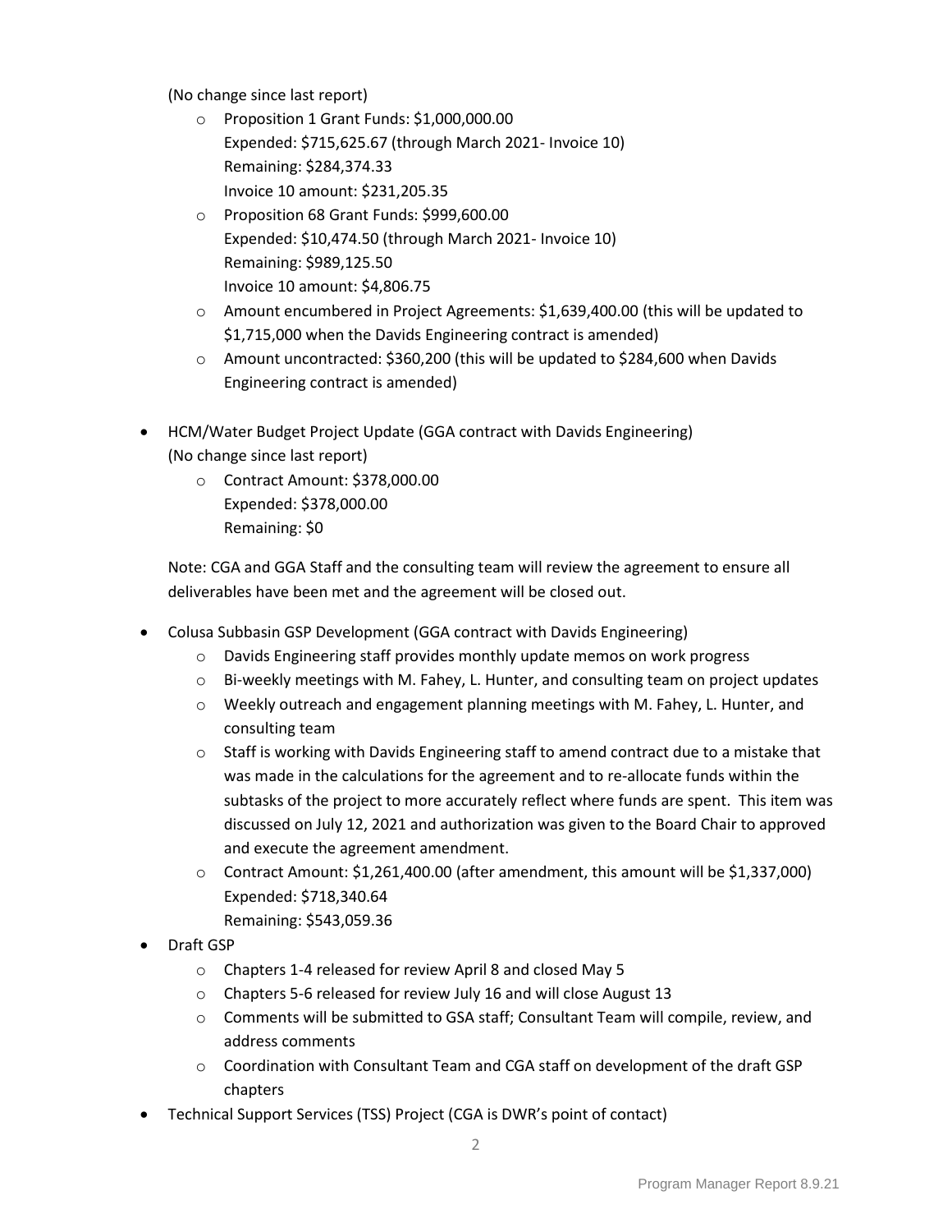(No change since last report)

- Proposition 1 Grant Funds: $1,000,000.00
  Expended: $715,625.67 (through March 2021- Invoice 10)
  Remaining: $284,374.33
  Invoice 10 amount: $231,205.35
- Proposition 68 Grant Funds: $999,600.00
  Expended: $10,474.50 (through March 2021- Invoice 10)
  Remaining: $989,125.50
  Invoice 10 amount: $4,806.75
- Amount encumbered in Project Agreements: $1,639,400.00 (this will be updated to $1,715,000 when the Davids Engineering contract is amended)
- Amount uncontracted: $360,200 (this will be updated to $284,600 when Davids Engineering contract is amended)

- HCM/Water Budget Project Update (GGA contract with Davids Engineering)
  (No change since last report)
  - Contract Amount: $378,000.00
    Expended: $378,000.00
    Remaining: $0

  Note: CGA and GGA Staff and the consulting team will review the agreement to ensure all deliverables have been met and the agreement will be closed out.

- Colusa Subbasin GSP Development (GGA contract with Davids Engineering)
  - Davids Engineering staff provides monthly update memos on work progress
  - Bi-weekly meetings with M. Fahey, L. Hunter, and consulting team on project updates
  - Weekly outreach and engagement planning meetings with M. Fahey, L. Hunter, and consulting team
  - Staff is working with Davids Engineering staff to amend contract due to a mistake that was made in the calculations for the agreement and to re-allocate funds within the subtasks of the project to more accurately reflect where funds are spent. This item was discussed on July 12, 2021 and authorization was given to the Board Chair to approved and execute the agreement amendment.
  - Contract Amount: $1,261,400.00 (after amendment, this amount will be $1,337,000)
    Expended: $718,340.64
    Remaining: $543,059.36
- Draft GSP
  - Chapters 1-4 released for review April 8 and closed May 5
  - Chapters 5-6 released for review July 16 and will close August 13
  - Comments will be submitted to GSA staff; Consultant Team will compile, review, and address comments
  - Coordination with Consultant Team and CGA staff on development of the draft GSP chapters
- Technical Support Services (TSS) Project (CGA is DWR's point of contact)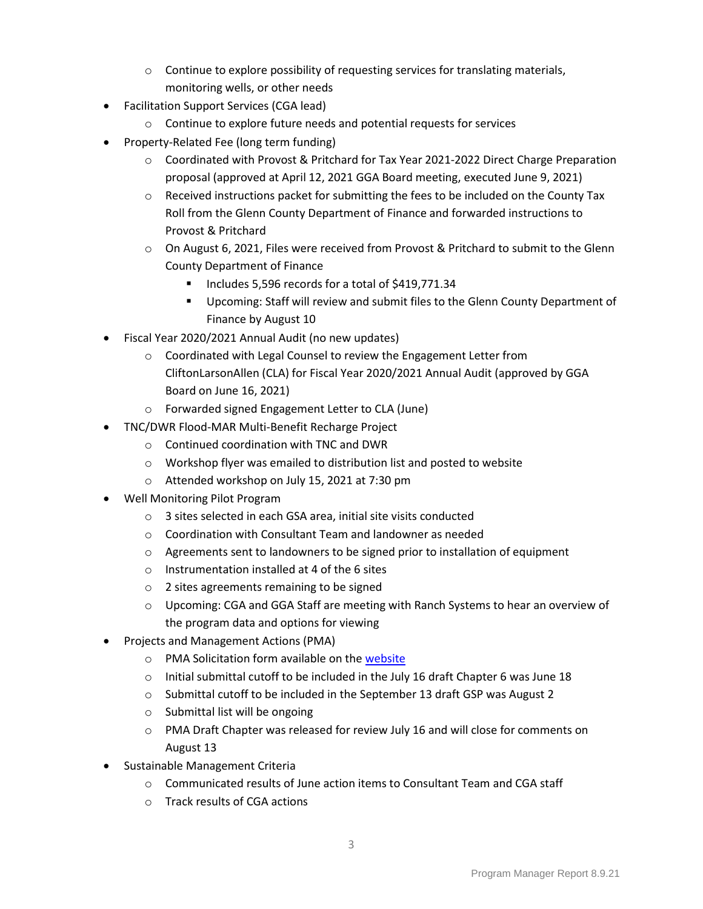- Continue to explore possibility of requesting services for translating materials, monitoring wells, or other needs
- Facilitation Support Services (CGA lead)
  - Continue to explore future needs and potential requests for services
- Property-Related Fee (long term funding)
  - Coordinated with Provost & Pritchard for Tax Year 2021-2022 Direct Charge Preparation proposal (approved at April 12, 2021 GGA Board meeting, executed June 9, 2021)
  - Received instructions packet for submitting the fees to be included on the County Tax Roll from the Glenn County Department of Finance and forwarded instructions to Provost & Pritchard
  - On August 6, 2021, Files were received from Provost & Pritchard to submit to the Glenn County Department of Finance
    - Includes 5,596 records for a total of $419,771.34
    - Upcoming: Staff will review and submit files to the Glenn County Department of Finance by August 10
- Fiscal Year 2020/2021 Annual Audit (no new updates)
  - Coordinated with Legal Counsel to review the Engagement Letter from CliftonLarsonAllen (CLA) for Fiscal Year 2020/2021 Annual Audit (approved by GGA Board on June 16, 2021)
  - Forwarded signed Engagement Letter to CLA (June)
- TNC/DWR Flood-MAR Multi-Benefit Recharge Project
  - Continued coordination with TNC and DWR
  - Workshop flyer was emailed to distribution list and posted to website
  - Attended workshop on July 15, 2021 at 7:30 pm
- Well Monitoring Pilot Program
  - 3 sites selected in each GSA area, initial site visits conducted
  - Coordination with Consultant Team and landowner as needed
  - Agreements sent to landowners to be signed prior to installation of equipment
  - Instrumentation installed at 4 of the 6 sites
  - 2 sites agreements remaining to be signed
  - Upcoming: CGA and GGA Staff are meeting with Ranch Systems to hear an overview of the program data and options for viewing
- Projects and Management Actions (PMA)
  - PMA Solicitation form available on the website
  - Initial submittal cutoff to be included in the July 16 draft Chapter 6 was June 18
  - Submittal cutoff to be included in the September 13 draft GSP was August 2
  - Submittal list will be ongoing
  - PMA Draft Chapter was released for review July 16 and will close for comments on August 13
- Sustainable Management Criteria
  - Communicated results of June action items to Consultant Team and CGA staff
  - Track results of CGA actions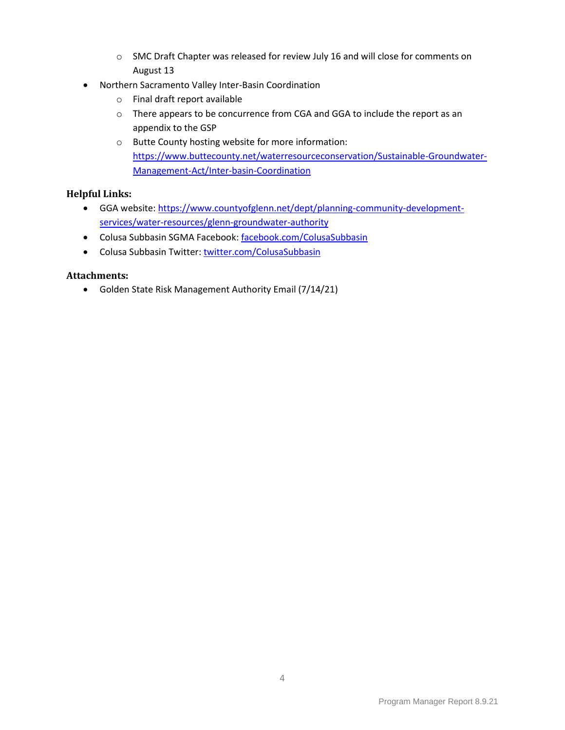- SMC Draft Chapter was released for review July 16 and will close for comments on August 13
- Northern Sacramento Valley Inter-Basin Coordination
  - Final draft report available
  - There appears to be concurrence from CGA and GGA to include the report as an appendix to the GSP
  - Butte County hosting website for more information: [https://www.buttecounty.net/waterresourceconservation/Sustainable-Groundwater-Management-Act/Inter-basin-Coordination](https://www.buttecounty.net/waterresourceconservation/Sustainable-Groundwater-Management-Act/Inter-basin-Coordination)

**Helpful Links:**

- GGA website: [https://www.countyofglenn.net/dept/planning-community-development-services/water-resources/glenn-groundwater-authority](https://www.countyofglenn.net/dept/planning-community-development-services/water-resources/glenn-groundwater-authority)
- Colusa Subbasin SGMA Facebook: [facebook.com/ColusaSubbasin](https://facebook.com/ColusaSubbasin)
- Colusa Subbasin Twitter: [twitter.com/ColusaSubbasin](https://twitter.com/ColusaSubbasin)

**Attachments:**

- Golden State Risk Management Authority Email (7/14/21)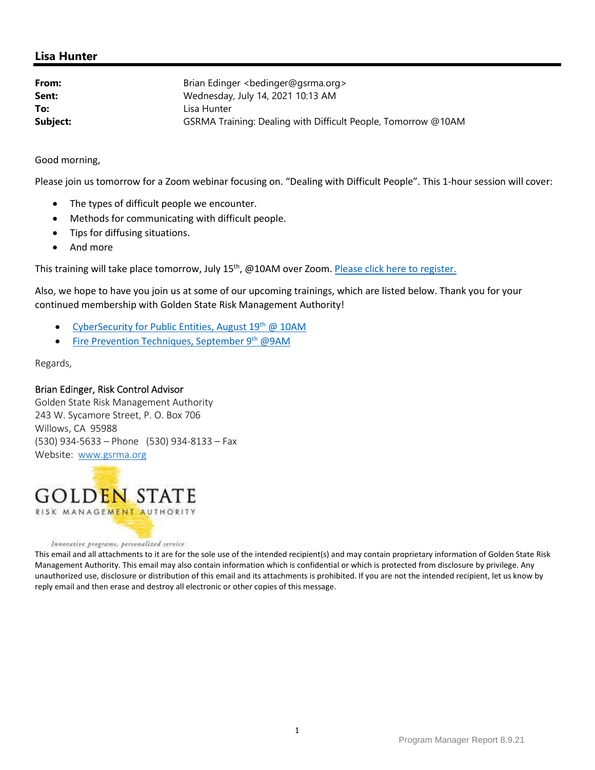## Lisa Hunter

**From:** Brian Edinger <bedinger@gsrma.org>
**Sent:** Wednesday, July 14, 2021 10:13 AM
**To:** Lisa Hunter
**Subject:** GSRMA Training: Dealing with Difficult People, Tomorrow @10AM

Good morning,

Please join us tomorrow for a Zoom webinar focusing on. "Dealing with Difficult People". This 1-hour session will cover:

- The types of difficult people we encounter.
- Methods for communicating with difficult people.
- Tips for diffusing situations.
- And more

This training will take place tomorrow, July 15th, @10AM over Zoom. Please click here to register.

Also, we hope to have you join us at some of our upcoming trainings, which are listed below. Thank you for your continued membership with Golden State Risk Management Authority!

- CyberSecurity for Public Entities, August 19th @ 10AM
- Fire Prevention Techniques, September 9th @9AM

Regards,

Brian Edinger, Risk Control Advisor
Golden State Risk Management Authority
243 W. Sycamore Street, P. O. Box 706
Willows, CA 95988
(530) 934-5633 – Phone (530) 934-8133 – Fax
Website: www.gsrma.org

GOLDEN STATE
RISK MANAGEMENT AUTHORITY
*Innovative programs, personalized service*

This email and all attachments to it are for the sole use of the intended recipient(s) and may contain proprietary information of Golden State Risk Management Authority. This email may also contain information which is confidential or which is protected from disclosure by privilege. Any unauthorized use, disclosure or distribution of this email and its attachments is prohibited. If you are not the intended recipient, let us know by reply email and then erase and destroy all electronic or other copies of this message.